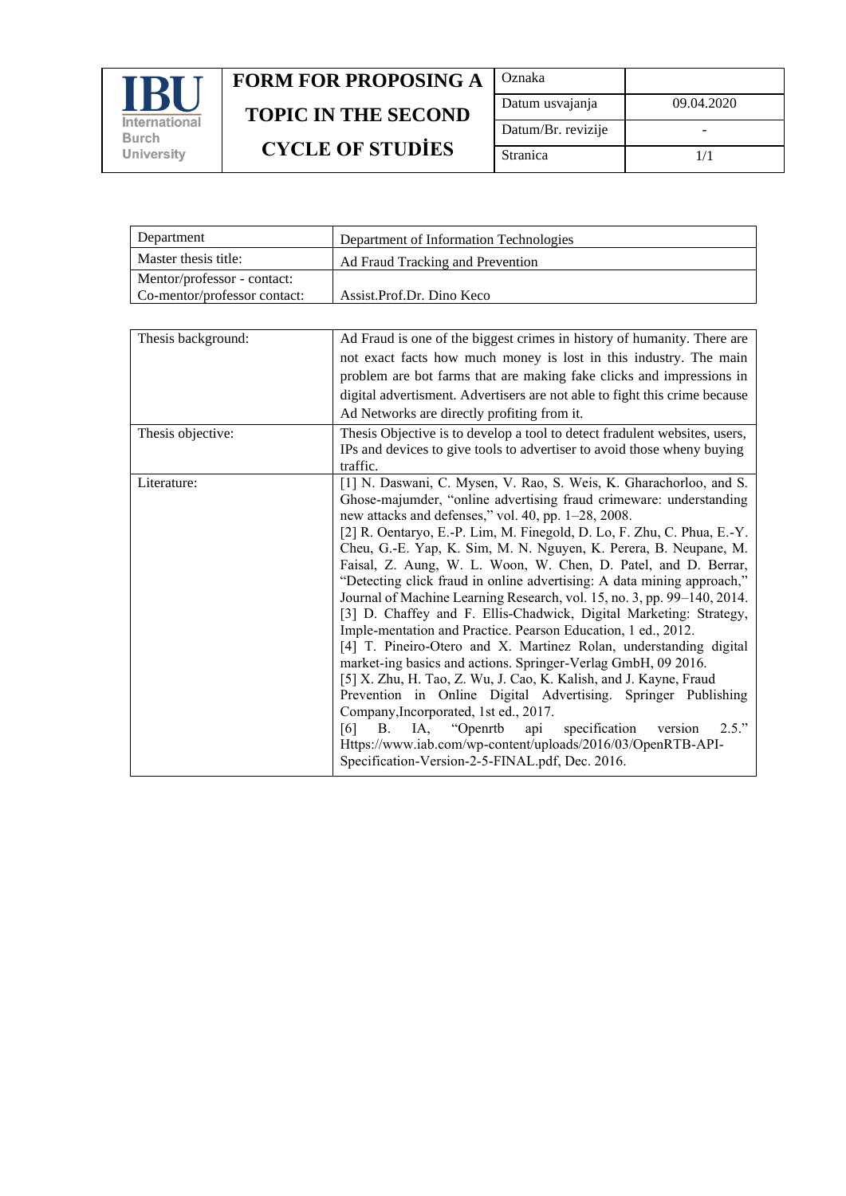| IBU International Burch University | FORM FOR PROPOSING A TOPIC IN THE SECOND CYCLE OF STUDİES | Oznaka | |
|---|---|---|---|
| | | Datum usvajanja | 09.04.2020 |
| | | Datum/Br. revizije | - |
| | | Stranica | 1/1 |

| Department | Department of Information Technologies |
|---|---|
| Master thesis title: | Ad Fraud Tracking and Prevention |
| Mentor/professor - contact:<br>Co-mentor/professor contact: | Assist.Prof.Dr. Dino Keco |

| Thesis background: | Ad Fraud is one of the biggest crimes in history of humanity. There are not exact facts how much money is lost in this industry. The main problem are bot farms that are making fake clicks and impressions in digital advertisment. Advertisers are not able to fight this crime because Ad Networks are directly profiting from it. |
|---|---|
| Thesis objective: | Thesis Objective is to develop a tool to detect fradulent websites, users, IPs and devices to give tools to advertiser to avoid those wheny buying traffic. |
| Literature: | [1] N. Daswani, C. Mysen, V. Rao, S. Weis, K. Gharachorloo, and S. Ghose-majumder, "online advertising fraud crimeware: understanding new attacks and defenses," vol. 40, pp. 1–28, 2008.<br>[2] R. Oentaryo, E.-P. Lim, M. Finegold, D. Lo, F. Zhu, C. Phua, E.-Y. Cheu, G.-E. Yap, K. Sim, M. N. Nguyen, K. Perera, B. Neupane, M. Faisal, Z. Aung, W. L. Woon, W. Chen, D. Patel, and D. Berrar, "Detecting click fraud in online advertising: A data mining approach," Journal of Machine Learning Research, vol. 15, no. 3, pp. 99–140, 2014.<br>[3] D. Chaffey and F. Ellis-Chadwick, Digital Marketing: Strategy, Imple-mentation and Practice. Pearson Education, 1 ed., 2012.<br>[4] T. Pineiro-Otero and X. Martinez Rolan, understanding digital market-ing basics and actions. Springer-Verlag GmbH, 09 2016.<br>[5] X. Zhu, H. Tao, Z. Wu, J. Cao, K. Kalish, and J. Kayne, Fraud Prevention in Online Digital Advertising. Springer Publishing Company,Incorporated, 1st ed., 2017.<br>[6] B. IA, "Openrtb api specification version 2.5." Https://www.iab.com/wp-content/uploads/2016/03/OpenRTB-API-Specification-Version-2-5-FINAL.pdf, Dec. 2016. |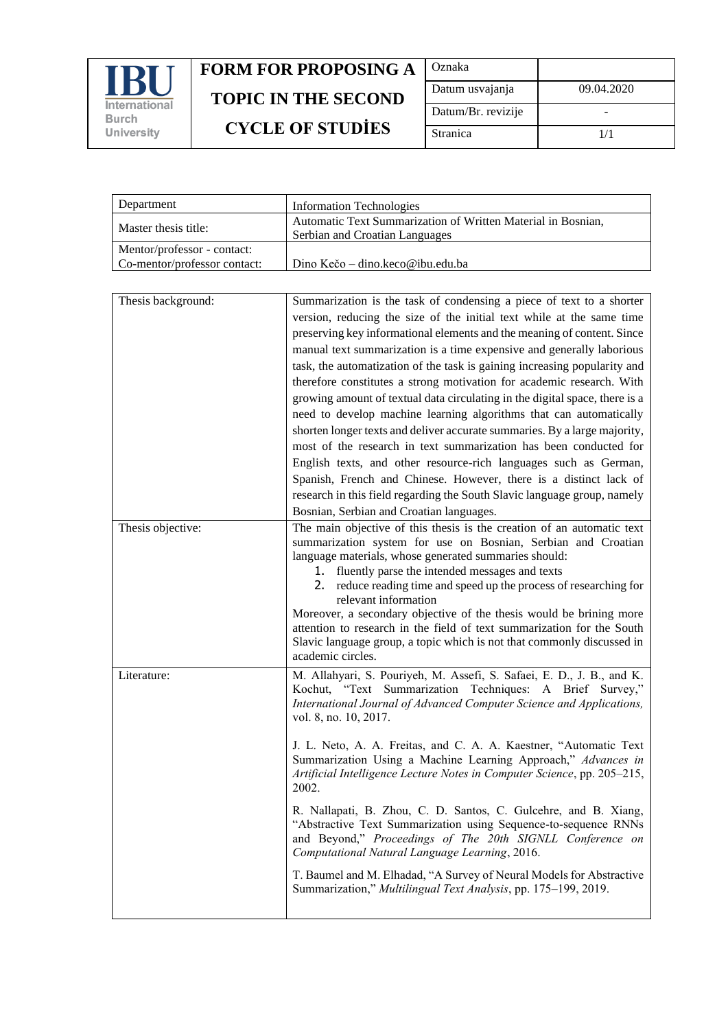| IBU International Burch University | FORM FOR PROPOSING A TOPIC IN THE SECOND CYCLE OF STUDİES | Oznaka | |
|---|---|---|---|
| | | Datum usvajanja | 09.04.2020 |
| | | Datum/Br. revizije | - |
| | | Stranica | 1/1 |

| Department | Information Technologies |
|---|---|
| Master thesis title: | Automatic Text Summarization of Written Material in Bosnian, Serbian and Croatian Languages |
| Mentor/professor - contact:<br>Co-mentor/professor contact: | Dino Kečo – dino.keco@ibu.edu.ba |

| Thesis background: | Summarization is the task of condensing a piece of text to a shorter version, reducing the size of the initial text while at the same time preserving key informational elements and the meaning of content. Since manual text summarization is a time expensive and generally laborious task, the automatization of the task is gaining increasing popularity and therefore constitutes a strong motivation for academic research. With growing amount of textual data circulating in the digital space, there is a need to develop machine learning algorithms that can automatically shorten longer texts and deliver accurate summaries. By a large majority, most of the research in text summarization has been conducted for English texts, and other resource-rich languages such as German, Spanish, French and Chinese. However, there is a distinct lack of research in this field regarding the South Slavic language group, namely Bosnian, Serbian and Croatian languages. |
|---|---|
| Thesis objective: | The main objective of this thesis is the creation of an automatic text summarization system for use on Bosnian, Serbian and Croatian language materials, whose generated summaries should:<br>1. fluently parse the intended messages and texts<br>2. reduce reading time and speed up the process of researching for relevant information<br>Moreover, a secondary objective of the thesis would be brining more attention to research in the field of text summarization for the South Slavic language group, a topic which is not that commonly discussed in academic circles. |
| Literature: | M. Allahyari, S. Pouriyeh, M. Assefi, S. Safaei, E. D., J. B., and K. Kochut, "Text Summarization Techniques: A Brief Survey," *International Journal of Advanced Computer Science and Applications,* vol. 8, no. 10, 2017.<br><br>J. L. Neto, A. A. Freitas, and C. A. A. Kaestner, "Automatic Text Summarization Using a Machine Learning Approach," *Advances in Artificial Intelligence Lecture Notes in Computer Science*, pp. 205–215, 2002.<br><br>R. Nallapati, B. Zhou, C. D. Santos, C. Gulcehre, and B. Xiang, "Abstractive Text Summarization using Sequence-to-sequence RNNs and Beyond," *Proceedings of The 20th SIGNLL Conference on Computational Natural Language Learning*, 2016.<br><br>T. Baumel and M. Elhadad, "A Survey of Neural Models for Abstractive Summarization," *Multilingual Text Analysis*, pp. 175–199, 2019. |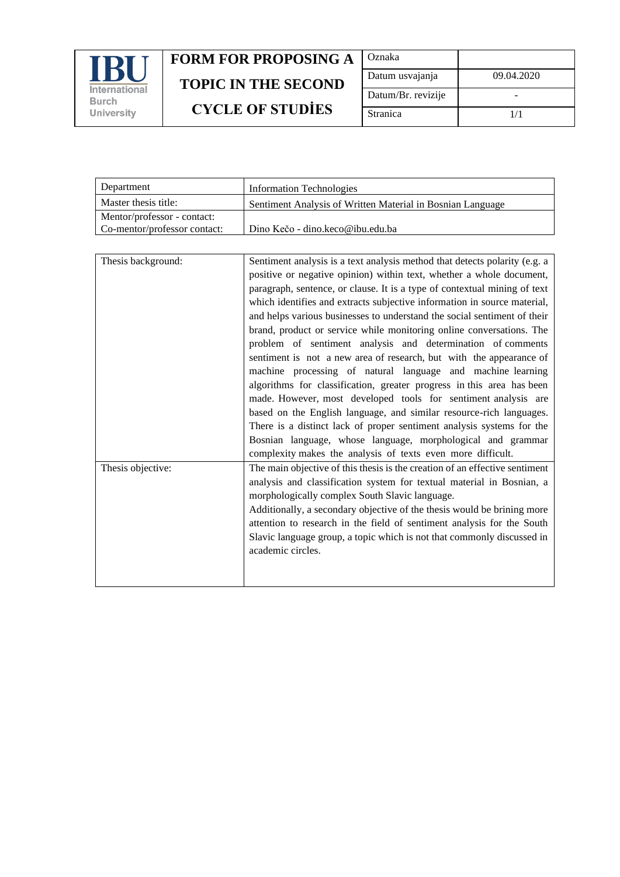| IBU International Burch University | FORM FOR PROPOSING A TOPIC IN THE SECOND CYCLE OF STUDİES | Oznaka | |
|---|---|---|---|
| | | Datum usvajanja | 09.04.2020 |
| | | Datum/Br. revizije | - |
| | | Stranica | 1/1 |

| Department | Information Technologies |
|---|---|
| Master thesis title: | Sentiment Analysis of Written Material in Bosnian Language |
| Mentor/professor - contact:<br>Co-mentor/professor contact: | Dino Kečo - dino.keco@ibu.edu.ba |

| Thesis background: | Sentiment analysis is a text analysis method that detects polarity (e.g. a positive or negative opinion) within text, whether a whole document, paragraph, sentence, or clause. It is a type of contextual mining of text which identifies and extracts subjective information in source material, and helps various businesses to understand the social sentiment of their brand, product or service while monitoring online conversations. The problem of sentiment analysis and determination of comments sentiment is not a new area of research, but with the appearance of machine processing of natural language and machine learning algorithms for classification, greater progress in this area has been made. However, most developed tools for sentiment analysis are based on the English language, and similar resource-rich languages. There is a distinct lack of proper sentiment analysis systems for the Bosnian language, whose language, morphological and grammar complexity makes the analysis of texts even more difficult. |
|---|---|
| Thesis objective: | The main objective of this thesis is the creation of an effective sentiment analysis and classification system for textual material in Bosnian, a morphologically complex South Slavic language.<br>Additionally, a secondary objective of the thesis would be brining more attention to research in the field of sentiment analysis for the South Slavic language group, a topic which is not that commonly discussed in academic circles. |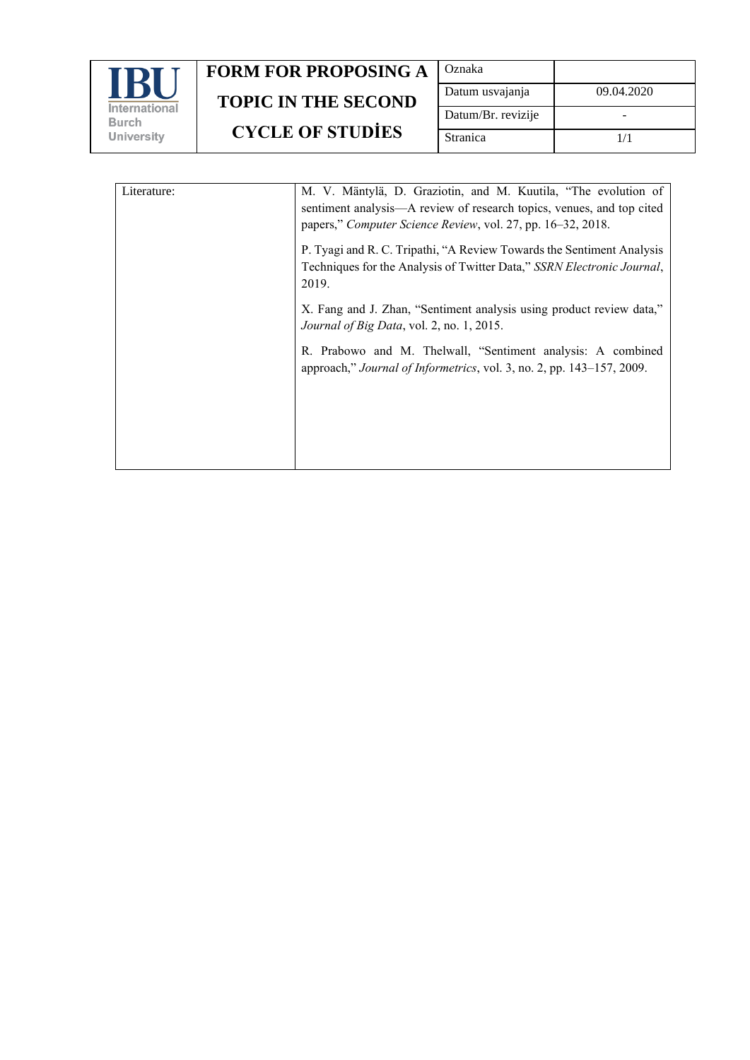| | |
|---|---|
| Literature: | M. V. Mäntylä, D. Graziotin, and M. Kuutila, "The evolution of sentiment analysis—A review of research topics, venues, and top cited papers," *Computer Science Review*, vol. 27, pp. 16–32, 2018.<br><br>P. Tyagi and R. C. Tripathi, "A Review Towards the Sentiment Analysis Techniques for the Analysis of Twitter Data," *SSRN Electronic Journal*, 2019.<br><br>X. Fang and J. Zhan, "Sentiment analysis using product review data," *Journal of Big Data*, vol. 2, no. 1, 2015.<br><br>R. Prabowo and M. Thelwall, "Sentiment analysis: A combined approach," *Journal of Informetrics*, vol. 3, no. 2, pp. 143–157, 2009. |